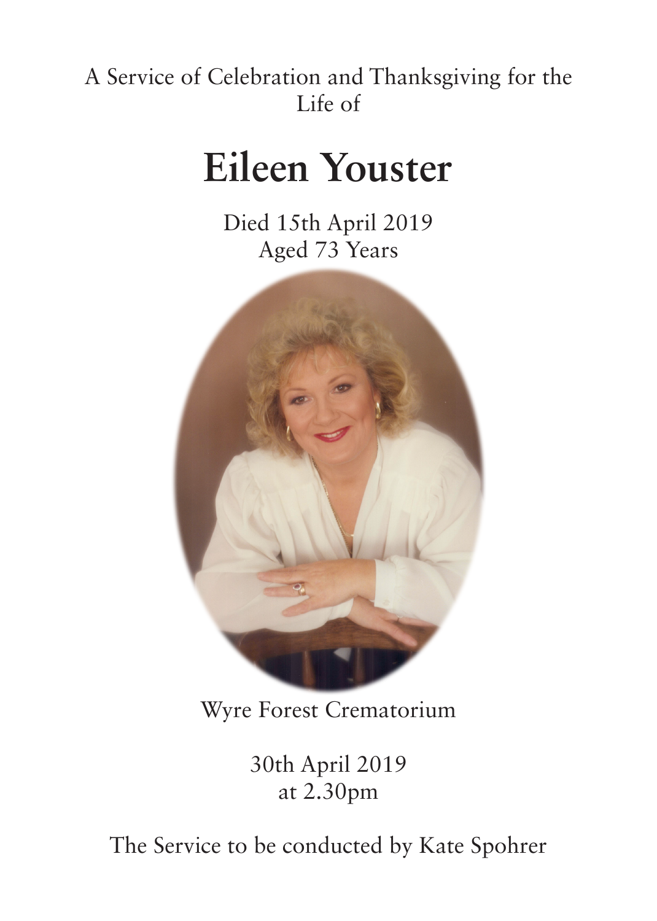A Service of Celebration and Thanksgiving for the Life of

# Eileen Youster

Died 15th April 2019
Aged 73 Years

Wyre Forest Crematorium

30th April 2019
at 2.30pm

The Service to be conducted by Kate Spohrer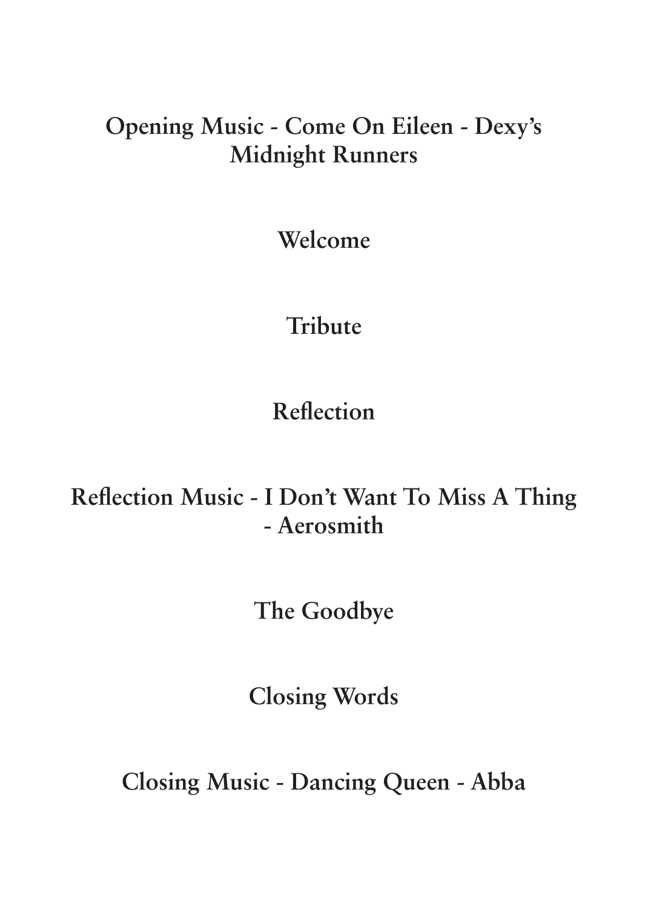**Opening Music - Come On Eileen - Dexy's Midnight Runners**

**Welcome**

**Tribute**

**Reflection**

**Reflection Music - I Don't Want To Miss A Thing - Aerosmith**

**The Goodbye**

**Closing Words**

**Closing Music - Dancing Queen - Abba**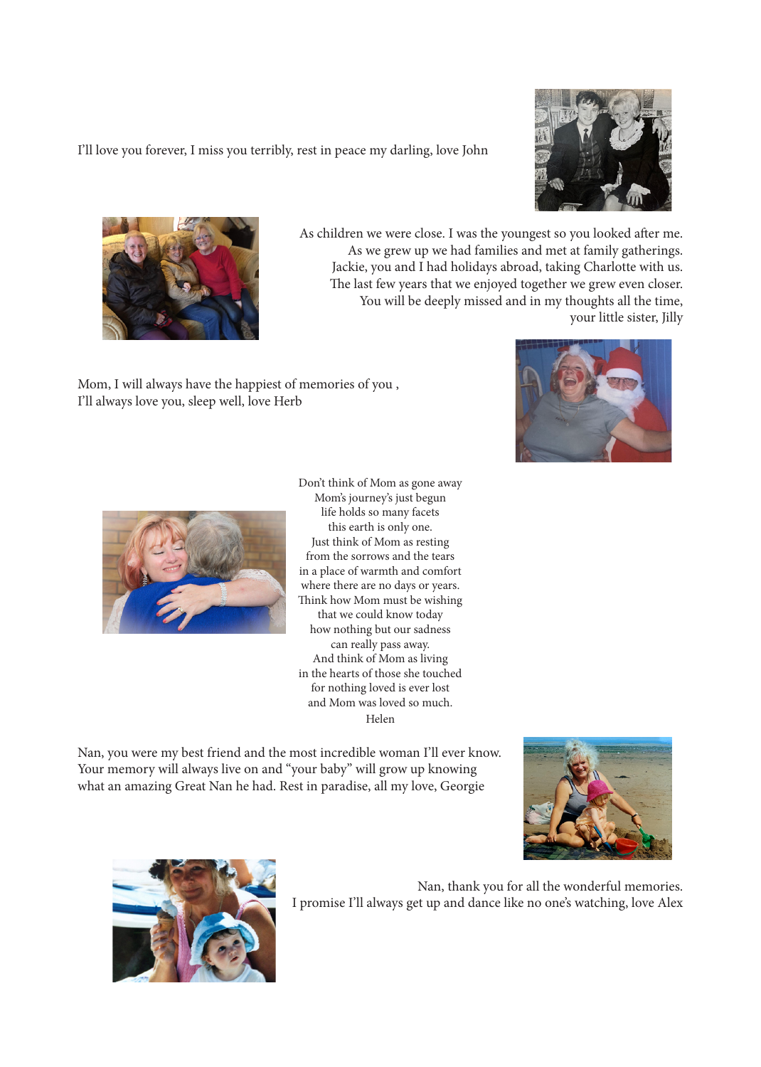I'll love you forever, I miss you terribly, rest in peace my darling, love John

As children we were close. I was the youngest so you looked after me.
As we grew up we had families and met at family gatherings.
Jackie, you and I had holidays abroad, taking Charlotte with us.
The last few years that we enjoyed together we grew even closer.
You will be deeply missed and in my thoughts all the time,
your little sister, Jilly

Mom, I will always have the happiest of memories of you ,
I'll always love you, sleep well, love Herb

Don't think of Mom as gone away
Mom's journey's just begun
life holds so many facets
this earth is only one.
Just think of Mom as resting
from the sorrows and the tears
in a place of warmth and comfort
where there are no days or years.
Think how Mom must be wishing
that we could know today
how nothing but our sadness
can really pass away.
And think of Mom as living
in the hearts of those she touched
for nothing loved is ever lost
and Mom was loved so much.
Helen

Nan, you were my best friend and the most incredible woman I'll ever know.
Your memory will always live on and "your baby" will grow up knowing
what an amazing Great Nan he had. Rest in paradise, all my love, Georgie

Nan, thank you for all the wonderful memories.
I promise I'll always get up and dance like no one's watching, love Alex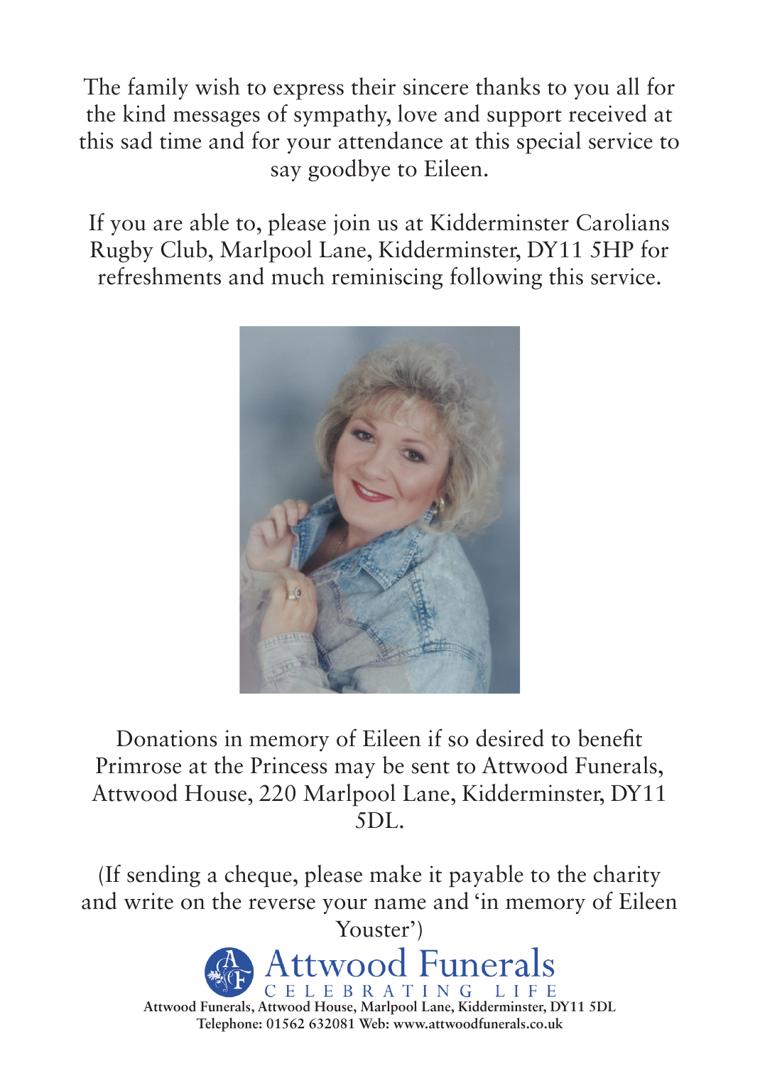The family wish to express their sincere thanks to you all for the kind messages of sympathy, love and support received at this sad time and for your attendance at this special service to say goodbye to Eileen.

If you are able to, please join us at Kidderminster Carolians Rugby Club, Marlpool Lane, Kidderminster, DY11 5HP for refreshments and much reminiscing following this service.

Donations in memory of Eileen if so desired to benefit Primrose at the Princess may be sent to Attwood Funerals, Attwood House, 220 Marlpool Lane, Kidderminster, DY11 5DL.

(If sending a cheque, please make it payable to the charity and write on the reverse your name and 'in memory of Eileen Youster')

Attwood Funerals
CELEBRATING LIFE

**Attwood Funerals, Attwood House, Marlpool Lane, Kidderminster, DY11 5DL**
**Telephone: 01562 632081 Web: www.attwoodfunerals.co.uk**